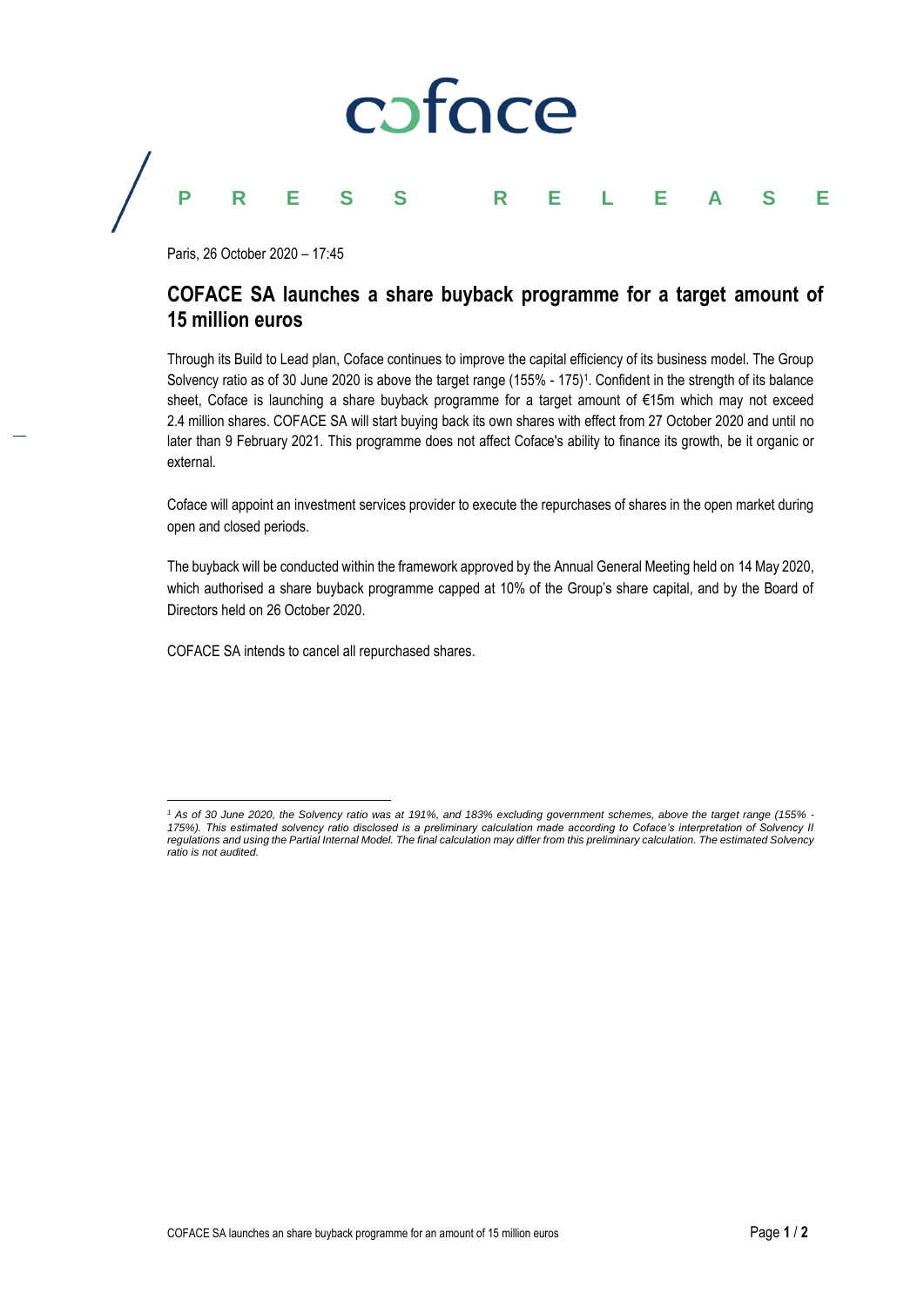coface

PRESS RELEASE

Paris, 26 October 2020 – 17:45

## COFACE SA launches a share buyback programme for a target amount of 15 million euros

Through its Build to Lead plan, Coface continues to improve the capital efficiency of its business model. The Group Solvency ratio as of 30 June 2020 is above the target range (155% - 175)[1]. Confident in the strength of its balance sheet, Coface is launching a share buyback programme for a target amount of €15m which may not exceed 2.4 million shares. COFACE SA will start buying back its own shares with effect from 27 October 2020 and until no later than 9 February 2021. This programme does not affect Coface's ability to finance its growth, be it organic or external.

Coface will appoint an investment services provider to execute the repurchases of shares in the open market during open and closed periods.

The buyback will be conducted within the framework approved by the Annual General Meeting held on 14 May 2020, which authorised a share buyback programme capped at 10% of the Group's share capital, and by the Board of Directors held on 26 October 2020.

COFACE SA intends to cancel all repurchased shares.

---

*[1] As of 30 June 2020, the Solvency ratio was at 191%, and 183% excluding government schemes, above the target range (155% - 175%). This estimated solvency ratio disclosed is a preliminary calculation made according to Coface's interpretation of Solvency II regulations and using the Partial Internal Model. The final calculation may differ from this preliminary calculation. The estimated Solvency ratio is not audited.*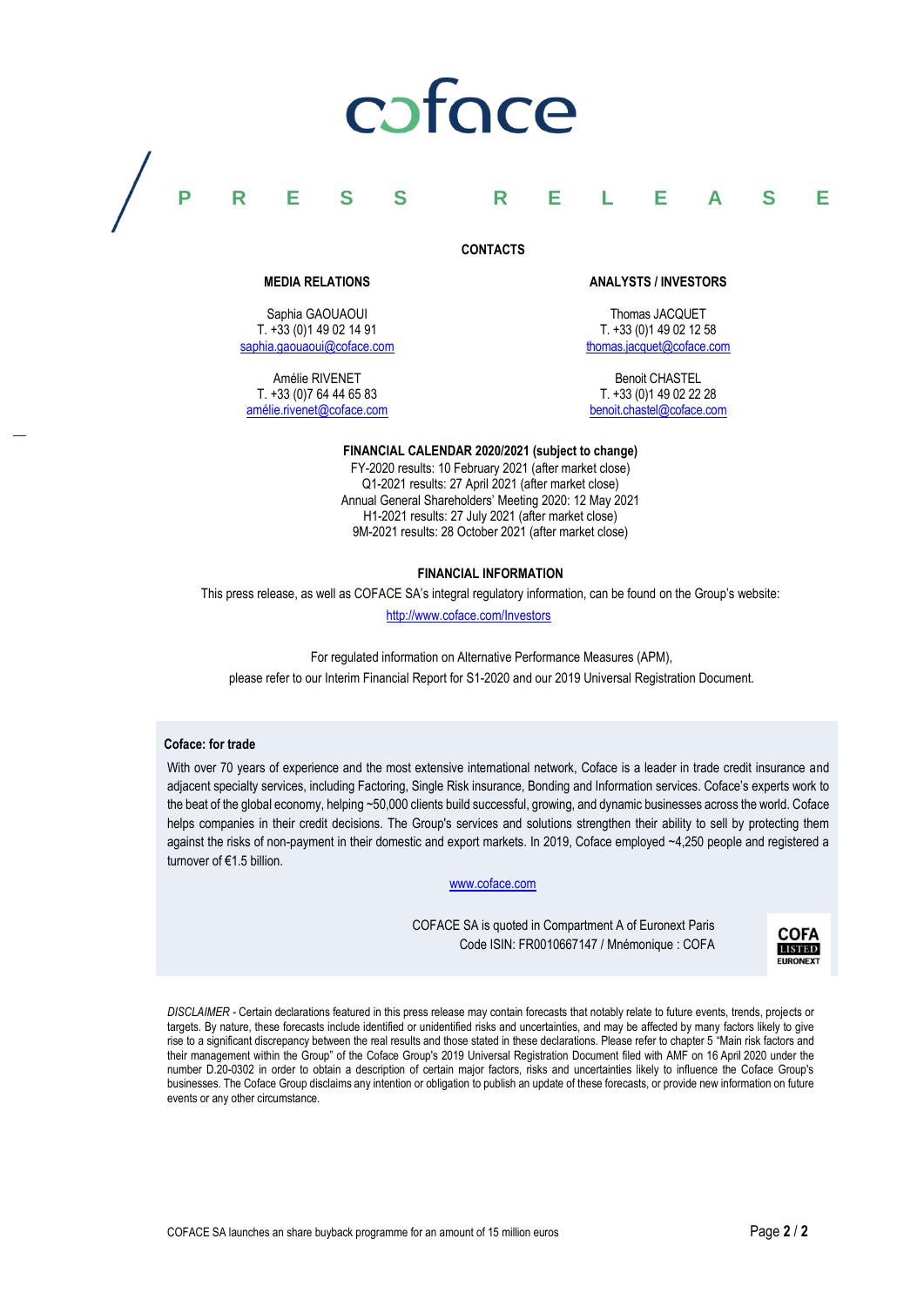# PRESS RELEASE

**CONTACTS**

**MEDIA RELATIONS**

Saphia GAOUAOUI
T. +33 (0)1 49 02 14 91
saphia.gaouaoui@coface.com

Amélie RIVENET
T. +33 (0)7 64 44 65 83
amélie.rivenet@coface.com

**ANALYSTS / INVESTORS**

Thomas JACQUET
T. +33 (0)1 49 02 12 58
thomas.jacquet@coface.com

Benoit CHASTEL
T. +33 (0)1 49 02 22 28
benoit.chastel@coface.com

**FINANCIAL CALENDAR 2020/2021 (subject to change)**

FY-2020 results: 10 February 2021 (after market close)
Q1-2021 results: 27 April 2021 (after market close)
Annual General Shareholders' Meeting 2020: 12 May 2021
H1-2021 results: 27 July 2021 (after market close)
9M-2021 results: 28 October 2021 (after market close)

**FINANCIAL INFORMATION**

This press release, as well as COFACE SA's integral regulatory information, can be found on the Group's website:
http://www.coface.com/Investors

For regulated information on Alternative Performance Measures (APM),
please refer to our Interim Financial Report for S1-2020 and our 2019 Universal Registration Document.

**Coface: for trade**

With over 70 years of experience and the most extensive international network, Coface is a leader in trade credit insurance and adjacent specialty services, including Factoring, Single Risk insurance, Bonding and Information services. Coface's experts work to the beat of the global economy, helping ~50,000 clients build successful, growing, and dynamic businesses across the world. Coface helps companies in their credit decisions. The Group's services and solutions strengthen their ability to sell by protecting them against the risks of non-payment in their domestic and export markets. In 2019, Coface employed ~4,250 people and registered a turnover of €1.5 billion.

www.coface.com

COFACE SA is quoted in Compartment A of Euronext Paris
Code ISIN: FR0010667147 / Mnémonique : COFA

COFA LISTED EURONEXT

*DISCLAIMER* - Certain declarations featured in this press release may contain forecasts that notably relate to future events, trends, projects or targets. By nature, these forecasts include identified or unidentified risks and uncertainties, and may be affected by many factors likely to give rise to a significant discrepancy between the real results and those stated in these declarations. Please refer to chapter 5 "Main risk factors and their management within the Group" of the Coface Group's 2019 Universal Registration Document filed with AMF on 16 April 2020 under the number D.20-0302 in order to obtain a description of certain major factors, risks and uncertainties likely to influence the Coface Group's businesses. The Coface Group disclaims any intention or obligation to publish an update of these forecasts, or provide new information on future events or any other circumstance.